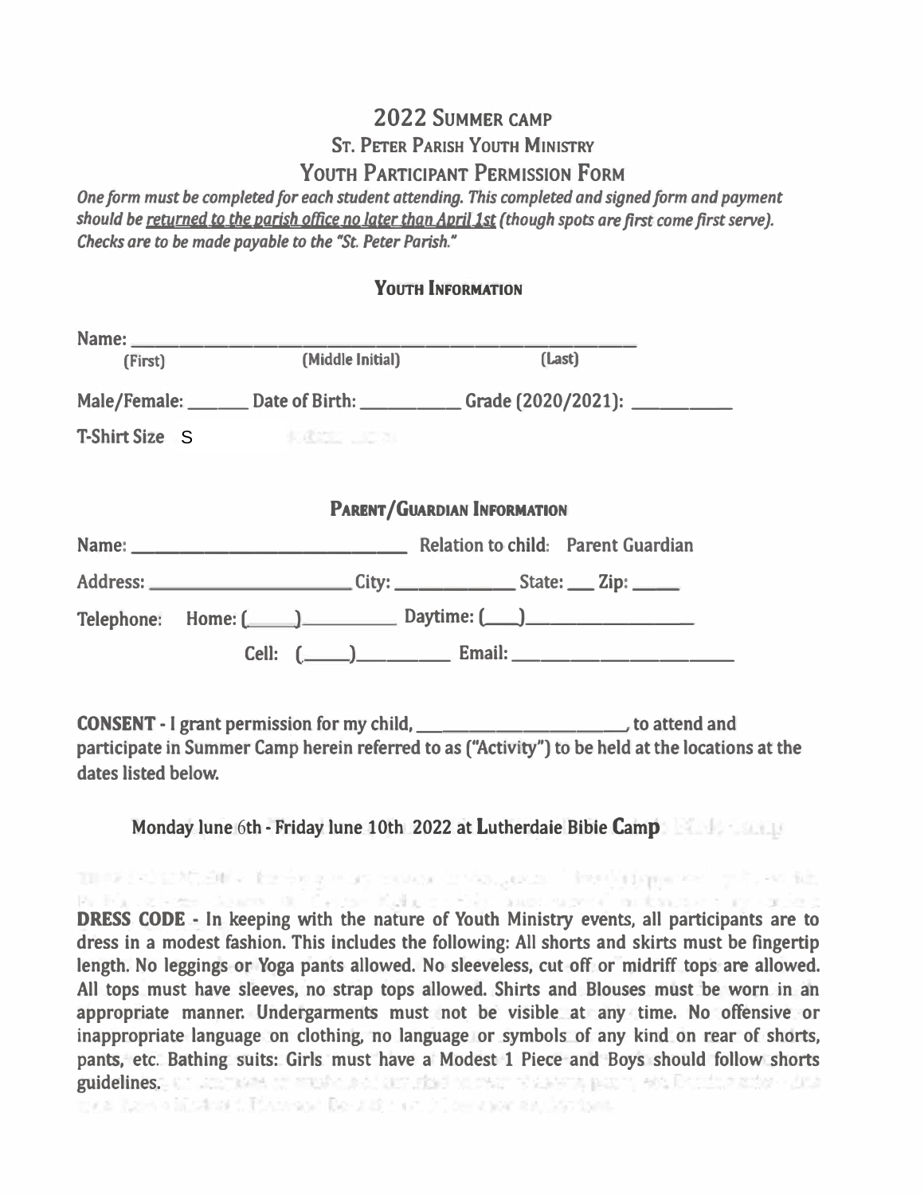# 2022 Summer camp

## St. Peter Parish Youth Ministry

## Youth Participant Permission Form

***One form must be completed for each student attending. This completed and signed form and payment should be <u>returned to the parish office no later than April 1st</u> (though spots are first come first serve). Checks are to be made payable to the "St. Peter Parish."***

### Youth Information

**Name:** ____________________________________________
**(First)** **(Middle Initial)** **(Last)**

**Male/Female:** ______ **Date of Birth:** __________ **Grade (2020/2021):** __________

**T-Shirt Size** S

### Parent/Guardian Information

**Name:** ____________________________ **Relation to child:** Parent Guardian

**Address:** ______________________ **City:** ____________ **State:** ___ **Zip:** _____

**Telephone:** **Home: (____)**__________ **Daytime: (___)**__________________

**Cell: (_____)**__________ **Email:** _______________________

**CONSENT** - I grant permission for my child, ______________________, to attend and participate in Summer Camp herein referred to as ("Activity") to be held at the locations at the dates listed below.

**Monday June 6th - Friday June 10th 2022 at Lutherdale Bible Camp**

**DRESS CODE** - In keeping with the nature of Youth Ministry events, all participants are to dress in a modest fashion. This includes the following: All shorts and skirts must be fingertip length. No leggings or Yoga pants allowed. No sleeveless, cut off or midriff tops are allowed. All tops must have sleeves, no strap tops allowed. Shirts and Blouses must be worn in an appropriate manner. Undergarments must not be visible at any time. No offensive or inappropriate language on clothing, no language or symbols of any kind on rear of shorts, pants, etc. Bathing suits: Girls must have a Modest 1 Piece and Boys should follow shorts guidelines.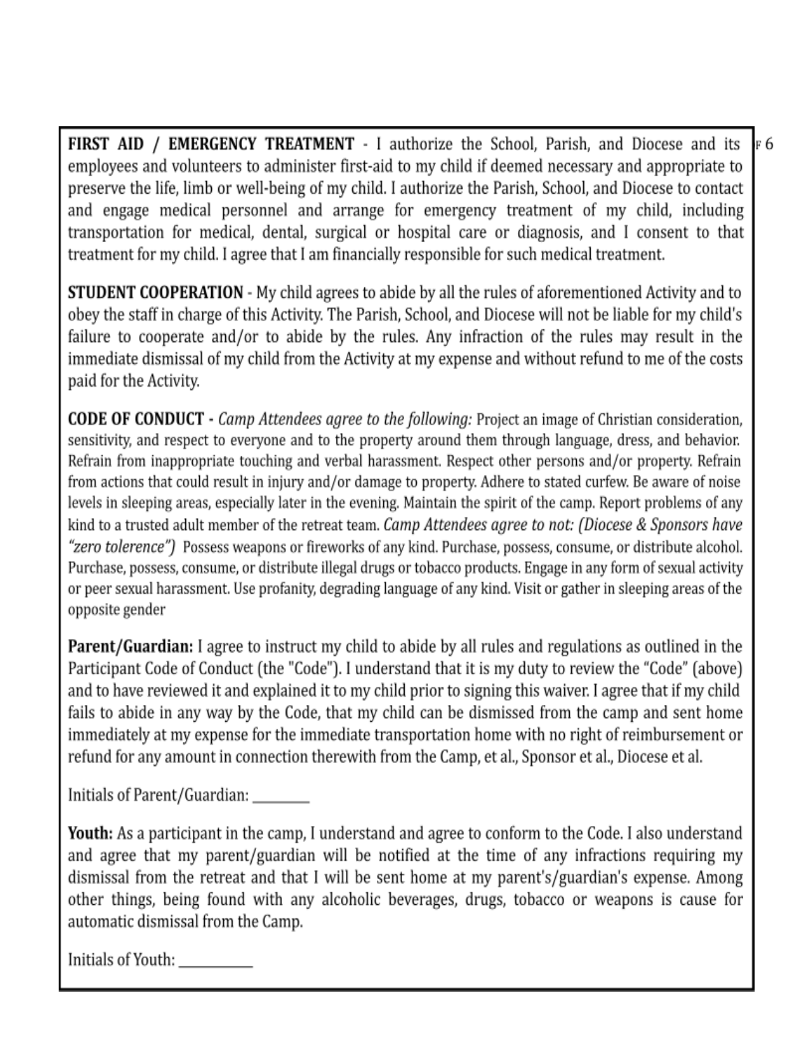**FIRST AID / EMERGENCY TREATMENT** - I authorize the School, Parish, and Diocese and its employees and volunteers to administer first-aid to my child if deemed necessary and appropriate to preserve the life, limb or well-being of my child. I authorize the Parish, School, and Diocese to contact and engage medical personnel and arrange for emergency treatment of my child, including transportation for medical, dental, surgical or hospital care or diagnosis, and I consent to that treatment for my child. I agree that I am financially responsible for such medical treatment.

**STUDENT COOPERATION** - My child agrees to abide by all the rules of aforementioned Activity and to obey the staff in charge of this Activity. The Parish, School, and Diocese will not be liable for my child's failure to cooperate and/or to abide by the rules. Any infraction of the rules may result in the immediate dismissal of my child from the Activity at my expense and without refund to me of the costs paid for the Activity.

**CODE OF CONDUCT** - *Camp Attendees agree to the following:* Project an image of Christian consideration, sensitivity, and respect to everyone and to the property around them through language, dress, and behavior. Refrain from inappropriate touching and verbal harassment. Respect other persons and/or property. Refrain from actions that could result in injury and/or damage to property. Adhere to stated curfew. Be aware of noise levels in sleeping areas, especially later in the evening. Maintain the spirit of the camp. Report problems of any kind to a trusted adult member of the retreat team. *Camp Attendees agree to not: (Diocese & Sponsors have "zero tolerence")* Possess weapons or fireworks of any kind. Purchase, possess, consume, or distribute alcohol. Purchase, possess, consume, or distribute illegal drugs or tobacco products. Engage in any form of sexual activity or peer sexual harassment. Use profanity, degrading language of any kind. Visit or gather in sleeping areas of the opposite gender

**Parent/Guardian:** I agree to instruct my child to abide by all rules and regulations as outlined in the Participant Code of Conduct (the "Code"). I understand that it is my duty to review the "Code" (above) and to have reviewed it and explained it to my child prior to signing this waiver. I agree that if my child fails to abide in any way by the Code, that my child can be dismissed from the camp and sent home immediately at my expense for the immediate transportation home with no right of reimbursement or refund for any amount in connection therewith from the Camp, et al., Sponsor et al., Diocese et al.

Initials of Parent/Guardian: ________

**Youth:** As a participant in the camp, I understand and agree to conform to the Code. I also understand and agree that my parent/guardian will be notified at the time of any infractions requiring my dismissal from the retreat and that I will be sent home at my parent's/guardian's expense. Among other things, being found with any alcoholic beverages, drugs, tobacco or weapons is cause for automatic dismissal from the Camp.

Initials of Youth: __________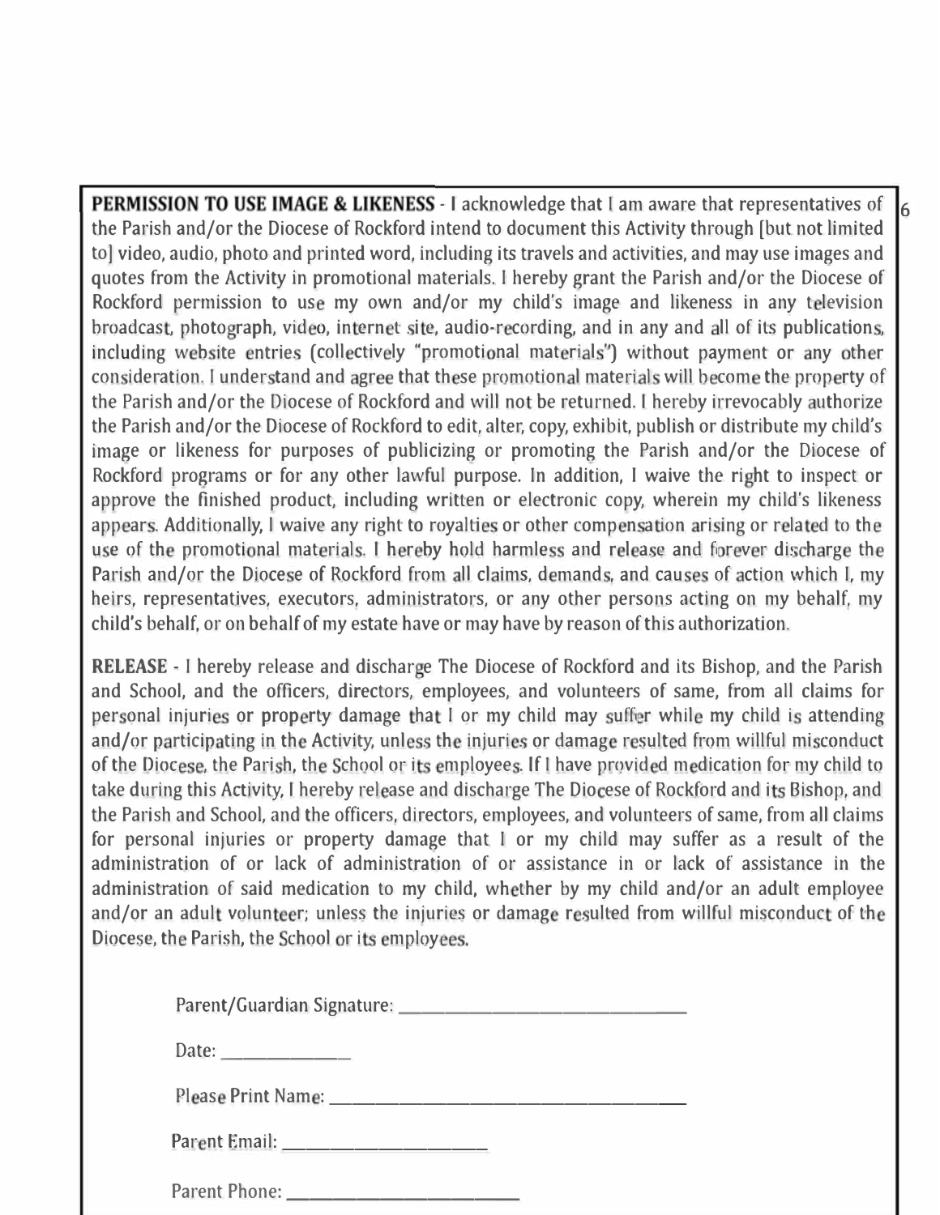**PERMISSION TO USE IMAGE & LIKENESS** - I acknowledge that I am aware that representatives of the Parish and/or the Diocese of Rockford intend to document this Activity through [but not limited to] video, audio, photo and printed word, including its travels and activities, and may use images and quotes from the Activity in promotional materials. I hereby grant the Parish and/or the Diocese of Rockford permission to use my own and/or my child's image and likeness in any television broadcast, photograph, video, internet site, audio-recording, and in any and all of its publications, including website entries (collectively "promotional materials") without payment or any other consideration. I understand and agree that these promotional materials will become the property of the Parish and/or the Diocese of Rockford and will not be returned. I hereby irrevocably authorize the Parish and/or the Diocese of Rockford to edit, alter, copy, exhibit, publish or distribute my child's image or likeness for purposes of publicizing or promoting the Parish and/or the Diocese of Rockford programs or for any other lawful purpose. In addition, I waive the right to inspect or approve the finished product, including written or electronic copy, wherein my child's likeness appears. Additionally, I waive any right to royalties or other compensation arising or related to the use of the promotional materials. I hereby hold harmless and release and forever discharge the Parish and/or the Diocese of Rockford from all claims, demands, and causes of action which I, my heirs, representatives, executors, administrators, or any other persons acting on my behalf, my child's behalf, or on behalf of my estate have or may have by reason of this authorization.

**RELEASE** - I hereby release and discharge The Diocese of Rockford and its Bishop, and the Parish and School, and the officers, directors, employees, and volunteers of same, from all claims for personal injuries or property damage that I or my child may suffer while my child is attending and/or participating in the Activity, unless the injuries or damage resulted from willful misconduct of the Diocese, the Parish, the School or its employees. If I have provided medication for my child to take during this Activity, I hereby release and discharge The Diocese of Rockford and its Bishop, and the Parish and School, and the officers, directors, employees, and volunteers of same, from all claims for personal injuries or property damage that I or my child may suffer as a result of the administration of or lack of administration of or assistance in or lack of assistance in the administration of said medication to my child, whether by my child and/or an adult employee and/or an adult volunteer; unless the injuries or damage resulted from willful misconduct of the Diocese, the Parish, the School or its employees.

Parent/Guardian Signature: ______________________________

Date: ____________

Please Print Name: ______________________________

Parent Email: ____________________

Parent Phone: ______________________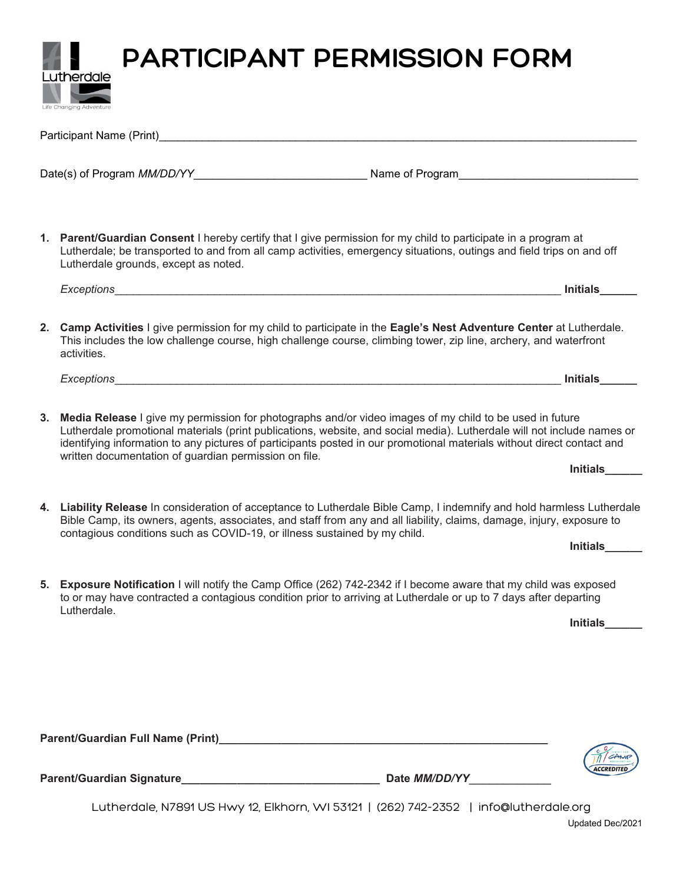Lutherdale

Life Changing Adventure

# PARTICIPANT PERMISSION FORM

Participant Name (Print)________________________________________________________________________________

Date(s) of Program *MM/DD/YY*____________________________ Name of Program_____________________________

1. **Parent/Guardian Consent** I hereby certify that I give permission for my child to participate in a program at Lutherdale; be transported to and from all camp activities, emergency situations, outings and field trips on and off Lutherdale grounds, except as noted.

   *Exceptions*____________________________________________________________________________ **Initials______**

2. **Camp Activities** I give permission for my child to participate in the **Eagle's Nest Adventure Center** at Lutherdale. This includes the low challenge course, high challenge course, climbing tower, zip line, archery, and waterfront activities.

   *Exceptions*____________________________________________________________________________ **Initials______**

3. **Media Release** I give my permission for photographs and/or video images of my child to be used in future Lutherdale promotional materials (print publications, website, and social media). Lutherdale will not include names or identifying information to any pictures of participants posted in our promotional materials without direct contact and written documentation of guardian permission on file.

   **Initials______**

4. **Liability Release** In consideration of acceptance to Lutherdale Bible Camp, I indemnify and hold harmless Lutherdale Bible Camp, its owners, agents, associates, and staff from any and all liability, claims, damage, injury, exposure to contagious conditions such as COVID-19, or illness sustained by my child.

   **Initials______**

5. **Exposure Notification** I will notify the Camp Office (262) 742-2342 if I become aware that my child was exposed to or may have contracted a contagious condition prior to arriving at Lutherdale or up to 7 days after departing Lutherdale.

   **Initials______**

**Parent/Guardian Full Name (Print)**_______________________________________________________

**Parent/Guardian Signature**________________________________ **Date *MM/DD/YY***_____________

ACCREDITED

Lutherdale, N7891 US Hwy 12, Elkhorn, WI 53121 | (262) 742-2352 | info@lutherdale.org

Updated Dec/2021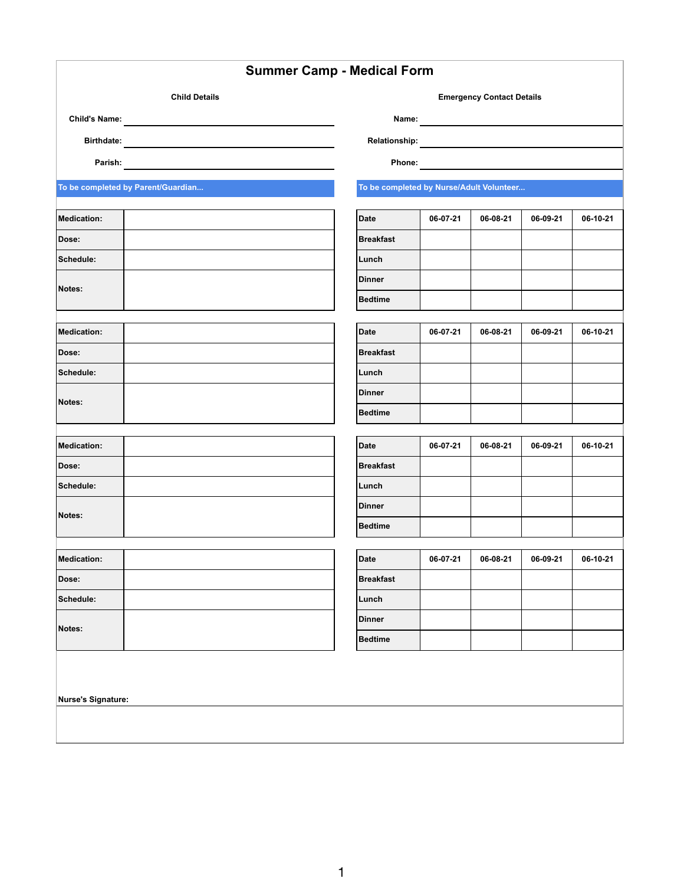# Summer Camp - Medical Form

**Child Details**

Child's Name: ____________________

Birthdate: ____________________

Parish: ____________________

**Emergency Contact Details**

Name: ____________________

Relationship: ____________________

Phone: ____________________

**To be completed by Parent/Guardian...**

**To be completed by Nurse/Adult Volunteer...**

| **Medication:** | |
|---|---|
| **Dose:** | |
| **Schedule:** | |
| **Notes:** | |

| **Date** | 06-07-21 | 06-08-21 | 06-09-21 | 06-10-21 |
|---|---|---|---|---|
| **Breakfast** | | | | |
| **Lunch** | | | | |
| **Dinner** | | | | |
| **Bedtime** | | | | |

| **Medication:** | |
|---|---|
| **Dose:** | |
| **Schedule:** | |
| **Notes:** | |

| **Date** | 06-07-21 | 06-08-21 | 06-09-21 | 06-10-21 |
|---|---|---|---|---|
| **Breakfast** | | | | |
| **Lunch** | | | | |
| **Dinner** | | | | |
| **Bedtime** | | | | |

| **Medication:** | |
|---|---|
| **Dose:** | |
| **Schedule:** | |
| **Notes:** | |

| **Date** | 06-07-21 | 06-08-21 | 06-09-21 | 06-10-21 |
|---|---|---|---|---|
| **Breakfast** | | | | |
| **Lunch** | | | | |
| **Dinner** | | | | |
| **Bedtime** | | | | |

| **Medication:** | |
|---|---|
| **Dose:** | |
| **Schedule:** | |
| **Notes:** | |

| **Date** | 06-07-21 | 06-08-21 | 06-09-21 | 06-10-21 |
|---|---|---|---|---|
| **Breakfast** | | | | |
| **Lunch** | | | | |
| **Dinner** | | | | |
| **Bedtime** | | | | |

**Nurse's Signature:** ____________________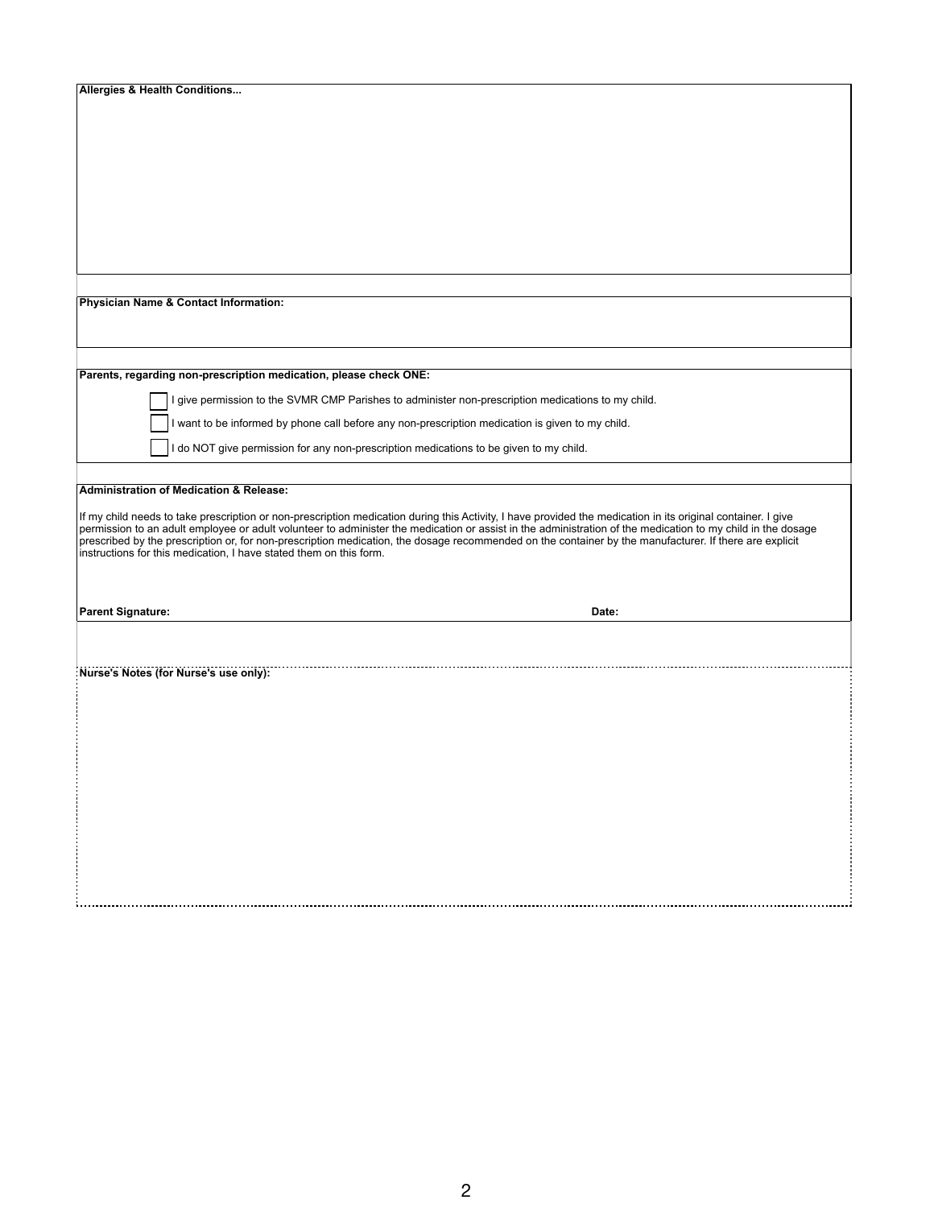**Allergies & Health Conditions...**

**Physician Name & Contact Information:**

**Parents, regarding non-prescription medication, please check ONE:**

- [ ] I give permission to the SVMR CMP Parishes to administer non-prescription medications to my child.
- [ ] I want to be informed by phone call before any non-prescription medication is given to my child.
- [ ] I do NOT give permission for any non-prescription medications to be given to my child.

**Administration of Medication & Release:**

If my child needs to take prescription or non-prescription medication during this Activity, I have provided the medication in its original container. I give permission to an adult employee or adult volunteer to administer the medication or assist in the administration of the medication to my child in the dosage prescribed by the prescription or, for non-prescription medication, the dosage recommended on the container by the manufacturer. If there are explicit instructions for this medication, I have stated them on this form.

**Parent Signature:** **Date:**

**Nurse's Notes (for Nurse's use only):**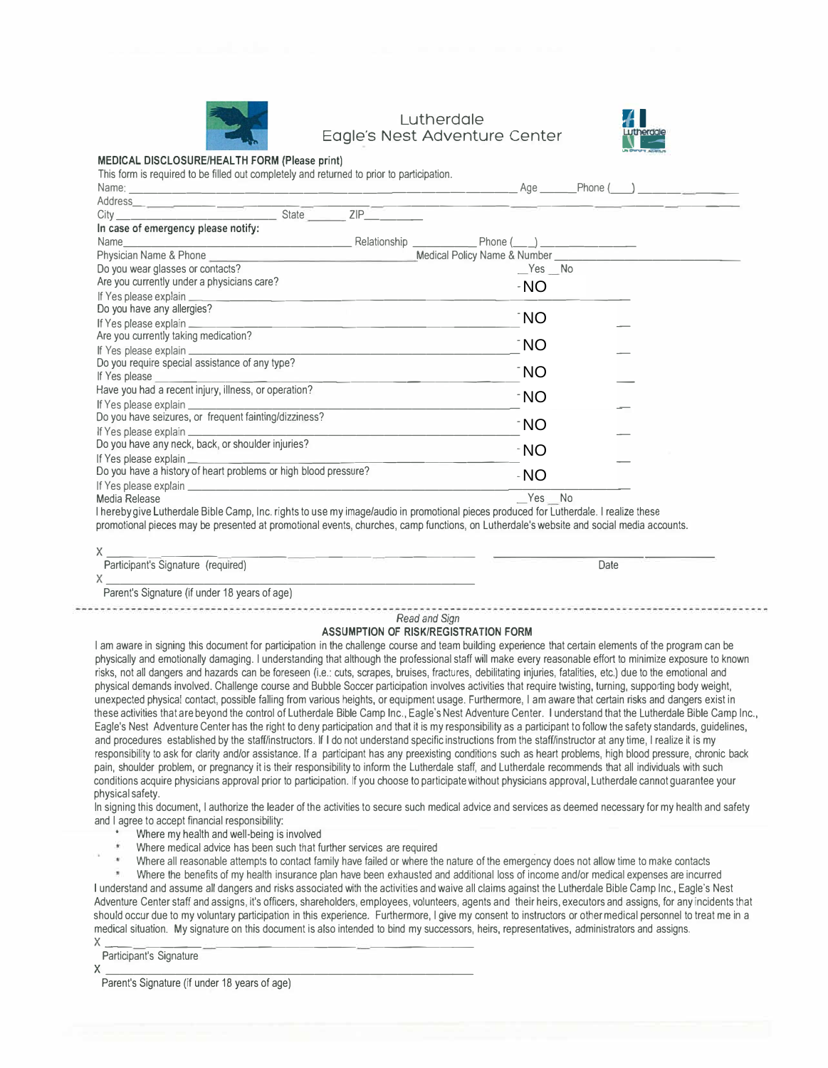Lutherdale
Eagle's Nest Adventure Center

**MEDICAL DISCLOSURE/HEALTH FORM (Please print)**

This form is required to be filled out completely and returned to prior to participation.

Name: ______________________________ Age ______ Phone (___) ____________

Address ______________________________

City ____________________ State ______ ZIP ________

**In case of emergency please notify:**

Name ____________________ Relationship __________ Phone (___) ____________

Physician Name & Phone ____________________ Medical Policy Name & Number ____________________

Do you wear glasses or contacts? __Yes __No

Are you currently under a physicians care? NO

If Yes please explain ______________________________

Do you have any allergies? NO

If Yes please explain ______________________________

Are you currently taking medication? NO

If Yes please explain ______________________________

Do you require special assistance of any type? NO

If Yes please ______________________________

Have you had a recent injury, illness, or operation? NO

If Yes please explain ______________________________

Do you have seizures, or frequent fainting/dizziness? NO

If Yes please explain ______________________________

Do you have any neck, back, or shoulder injuries? NO

If Yes please explain ______________________________

Do you have a history of heart problems or high blood pressure? NO

If Yes please explain ______________________________

Media Release __Yes __No

I hereby give Lutherdale Bible Camp, Inc. rights to use my image/audio in promotional pieces produced for Lutherdale. I realize these promotional pieces may be presented at promotional events, churches, camp functions, on Lutherdale's website and social media accounts.

X ______________________________ ____________________

Participant's Signature (required) Date

X ______________________________

Parent's Signature (if under 18 years of age)

---

*Read and Sign*

**ASSUMPTION OF RISK/REGISTRATION FORM**

I am aware in signing this document for participation in the challenge course and team building experience that certain elements of the program can be physically and emotionally damaging. I understanding that although the professional staff will make every reasonable effort to minimize exposure to known risks, not all dangers and hazards can be foreseen (i.e.: cuts, scrapes, bruises, fractures, debilitating injuries, fatalities, etc.) due to the emotional and physical demands involved. Challenge course and Bubble Soccer participation involves activities that require twisting, turning, supporting body weight, unexpected physical contact, possible falling from various heights, or equipment usage. Furthermore, I am aware that certain risks and dangers exist in these activities that are beyond the control of Lutherdale Bible Camp Inc., Eagle's Nest Adventure Center. I understand that the Lutherdale Bible Camp Inc., Eagle's Nest Adventure Center has the right to deny participation and that it is my responsibility as a participant to follow the safety standards, guidelines, and procedures established by the staff/instructors. If I do not understand specific instructions from the staff/instructor at any time, I realize it is my responsibility to ask for clarity and/or assistance. If a participant has any preexisting conditions such as heart problems, high blood pressure, chronic back pain, shoulder problem, or pregnancy it is their responsibility to inform the Lutherdale staff, and Lutherdale recommends that all individuals with such conditions acquire physicians approval prior to participation. If you choose to participate without physicians approval, Lutherdale cannot guarantee your physical safety.

In signing this document, I authorize the leader of the activities to secure such medical advice and services as deemed necessary for my health and safety and I agree to accept financial responsibility:

* Where my health and well-being is involved
* Where medical advice has been such that further services are required
* Where all reasonable attempts to contact family have failed or where the nature of the emergency does not allow time to make contacts
* Where the benefits of my health insurance plan have been exhausted and additional loss of income and/or medical expenses are incurred

I understand and assume all dangers and risks associated with the activities and waive all claims against the Lutherdale Bible Camp Inc., Eagle's Nest Adventure Center staff and assigns, it's officers, shareholders, employees, volunteers, agents and their heirs, executors and assigns, for any incidents that should occur due to my voluntary participation in this experience. Furthermore, I give my consent to instructors or other medical personnel to treat me in a medical situation. My signature on this document is also intended to bind my successors, heirs, representatives, administrators and assigns.

X ______________________________

Participant's Signature

X ______________________________

Parent's Signature (if under 18 years of age)